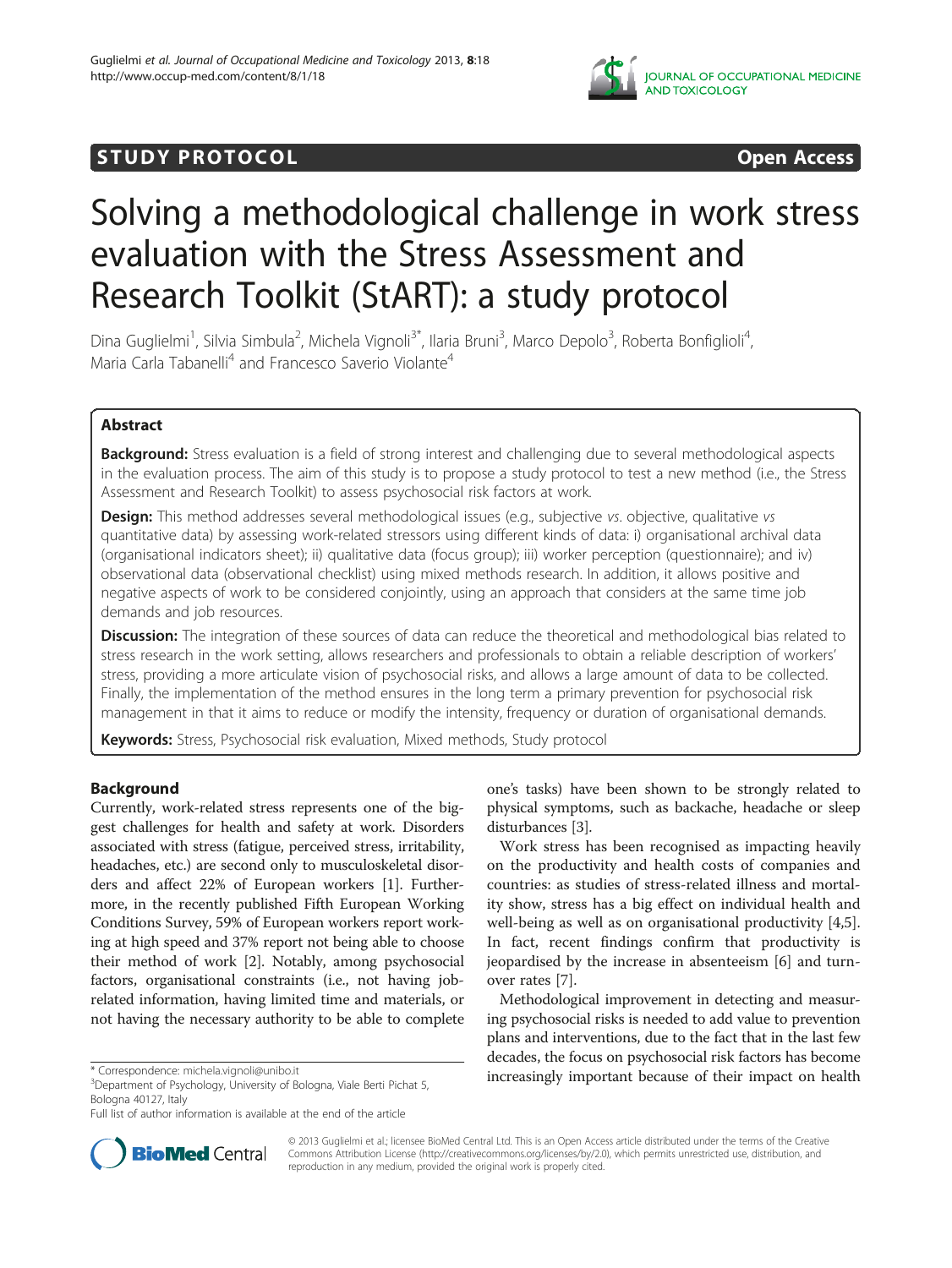STUDY PROTOCOL Open Access

# Solving a methodological challenge in work stress evaluation with the Stress Assessment and Research Toolkit (StART): a study protocol

Dina Guglielmi[1], Silvia Simbula[2], Michela Vignoli[3*], Ilaria Bruni[3], Marco Depolo[3], Roberta Bonfiglioli[4], Maria Carla Tabanelli[4] and Francesco Saverio Violante[4]

## Abstract

**Background:** Stress evaluation is a field of strong interest and challenging due to several methodological aspects in the evaluation process. The aim of this study is to propose a study protocol to test a new method (i.e., the Stress Assessment and Research Toolkit) to assess psychosocial risk factors at work.

**Design:** This method addresses several methodological issues (e.g., subjective *vs.* objective, qualitative *vs* quantitative data) by assessing work-related stressors using different kinds of data: i) organisational archival data (organisational indicators sheet); ii) qualitative data (focus group); iii) worker perception (questionnaire); and iv) observational data (observational checklist) using mixed methods research. In addition, it allows positive and negative aspects of work to be considered conjointly, using an approach that considers at the same time job demands and job resources.

**Discussion:** The integration of these sources of data can reduce the theoretical and methodological bias related to stress research in the work setting, allows researchers and professionals to obtain a reliable description of workers' stress, providing a more articulate vision of psychosocial risks, and allows a large amount of data to be collected. Finally, the implementation of the method ensures in the long term a primary prevention for psychosocial risk management in that it aims to reduce or modify the intensity, frequency or duration of organisational demands.

**Keywords:** Stress, Psychosocial risk evaluation, Mixed methods, Study protocol

## Background

Currently, work-related stress represents one of the biggest challenges for health and safety at work. Disorders associated with stress (fatigue, perceived stress, irritability, headaches, etc.) are second only to musculoskeletal disorders and affect 22% of European workers [1]. Furthermore, in the recently published Fifth European Working Conditions Survey, 59% of European workers report working at high speed and 37% report not being able to choose their method of work [2]. Notably, among psychosocial factors, organisational constraints (i.e., not having job-related information, having limited time and materials, or not having the necessary authority to be able to complete one's tasks) have been shown to be strongly related to physical symptoms, such as backache, headache or sleep disturbances [3].

Work stress has been recognised as impacting heavily on the productivity and health costs of companies and countries: as studies of stress-related illness and mortality show, stress has a big effect on individual health and well-being as well as on organisational productivity [4,5]. In fact, recent findings confirm that productivity is jeopardised by the increase in absenteeism [6] and turnover rates [7].

Methodological improvement in detecting and measuring psychosocial risks is needed to add value to prevention plans and interventions, due to the fact that in the last few decades, the focus on psychosocial risk factors has become increasingly important because of their impact on health

\* Correspondence: michela.vignoli@unibo.it
[3]Department of Psychology, University of Bologna, Viale Berti Pichat 5, Bologna 40127, Italy
Full list of author information is available at the end of the article

© 2013 Guglielmi et al.; licensee BioMed Central Ltd. This is an Open Access article distributed under the terms of the Creative Commons Attribution License (http://creativecommons.org/licenses/by/2.0), which permits unrestricted use, distribution, and reproduction in any medium, provided the original work is properly cited.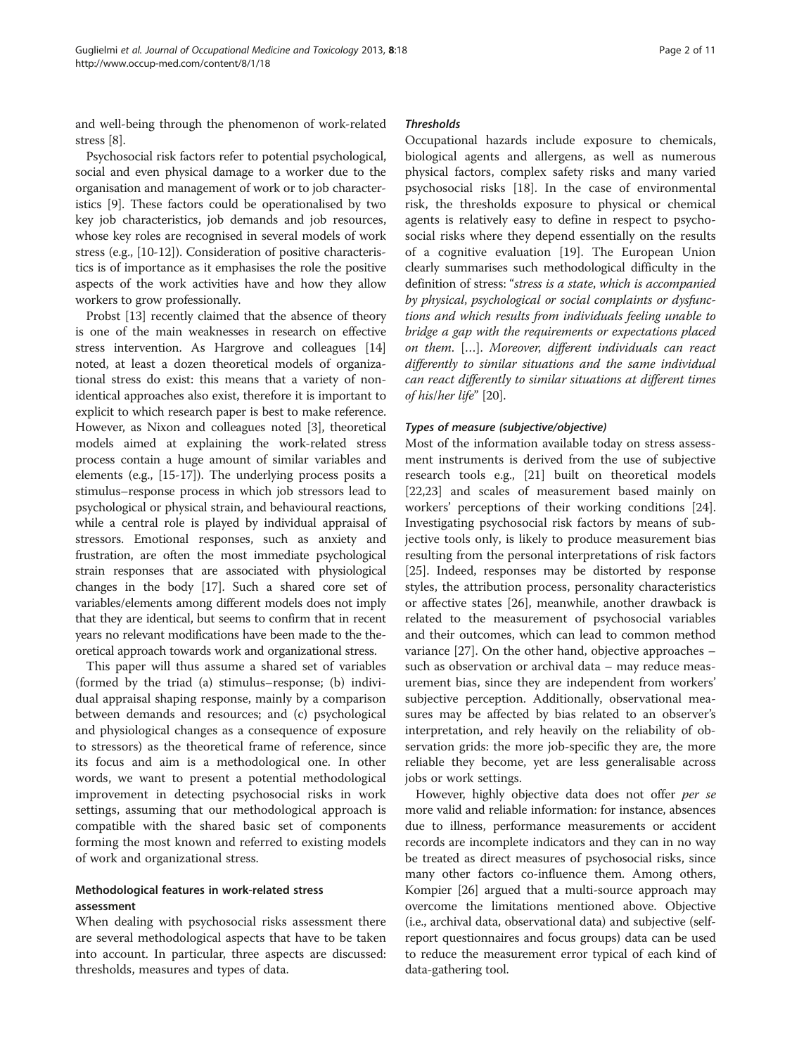and well-being through the phenomenon of work-related stress [8].

Psychosocial risk factors refer to potential psychological, social and even physical damage to a worker due to the organisation and management of work or to job characteristics [9]. These factors could be operationalised by two key job characteristics, job demands and job resources, whose key roles are recognised in several models of work stress (e.g., [10-12]). Consideration of positive characteristics is of importance as it emphasises the role the positive aspects of the work activities have and how they allow workers to grow professionally.

Probst [13] recently claimed that the absence of theory is one of the main weaknesses in research on effective stress intervention. As Hargrove and colleagues [14] noted, at least a dozen theoretical models of organizational stress do exist: this means that a variety of non-identical approaches also exist, therefore it is important to explicit to which research paper is best to make reference. However, as Nixon and colleagues noted [3], theoretical models aimed at explaining the work-related stress process contain a huge amount of similar variables and elements (e.g., [15-17]). The underlying process posits a stimulus–response process in which job stressors lead to psychological or physical strain, and behavioural reactions, while a central role is played by individual appraisal of stressors. Emotional responses, such as anxiety and frustration, are often the most immediate psychological strain responses that are associated with physiological changes in the body [17]. Such a shared core set of variables/elements among different models does not imply that they are identical, but seems to confirm that in recent years no relevant modifications have been made to the theoretical approach towards work and organizational stress.

This paper will thus assume a shared set of variables (formed by the triad (a) stimulus–response; (b) individual appraisal shaping response, mainly by a comparison between demands and resources; and (c) psychological and physiological changes as a consequence of exposure to stressors) as the theoretical frame of reference, since its focus and aim is a methodological one. In other words, we want to present a potential methodological improvement in detecting psychosocial risks in work settings, assuming that our methodological approach is compatible with the shared basic set of components forming the most known and referred to existing models of work and organizational stress.

## Methodological features in work-related stress assessment

When dealing with psychosocial risks assessment there are several methodological aspects that have to be taken into account. In particular, three aspects are discussed: thresholds, measures and types of data.

### *Thresholds*

Occupational hazards include exposure to chemicals, biological agents and allergens, as well as numerous physical factors, complex safety risks and many varied psychosocial risks [18]. In the case of environmental risk, the thresholds exposure to physical or chemical agents is relatively easy to define in respect to psychosocial risks where they depend essentially on the results of a cognitive evaluation [19]. The European Union clearly summarises such methodological difficulty in the definition of stress: "*stress is a state, which is accompanied by physical, psychological or social complaints or dysfunctions and which results from individuals feeling unable to bridge a gap with the requirements or expectations placed on them.* […]. *Moreover, different individuals can react differently to similar situations and the same individual can react differently to similar situations at different times of his/her life*" [20].

### *Types of measure (subjective/objective)*

Most of the information available today on stress assessment instruments is derived from the use of subjective research tools e.g., [21] built on theoretical models [22,23] and scales of measurement based mainly on workers' perceptions of their working conditions [24]. Investigating psychosocial risk factors by means of subjective tools only, is likely to produce measurement bias resulting from the personal interpretations of risk factors [25]. Indeed, responses may be distorted by response styles, the attribution process, personality characteristics or affective states [26], meanwhile, another drawback is related to the measurement of psychosocial variables and their outcomes, which can lead to common method variance [27]. On the other hand, objective approaches – such as observation or archival data – may reduce measurement bias, since they are independent from workers' subjective perception. Additionally, observational measures may be affected by bias related to an observer's interpretation, and rely heavily on the reliability of observation grids: the more job-specific they are, the more reliable they become, yet are less generalisable across jobs or work settings.

However, highly objective data does not offer *per se* more valid and reliable information: for instance, absences due to illness, performance measurements or accident records are incomplete indicators and they can in no way be treated as direct measures of psychosocial risks, since many other factors co-influence them. Among others, Kompier [26] argued that a multi-source approach may overcome the limitations mentioned above. Objective (i.e., archival data, observational data) and subjective (self-report questionnaires and focus groups) data can be used to reduce the measurement error typical of each kind of data-gathering tool.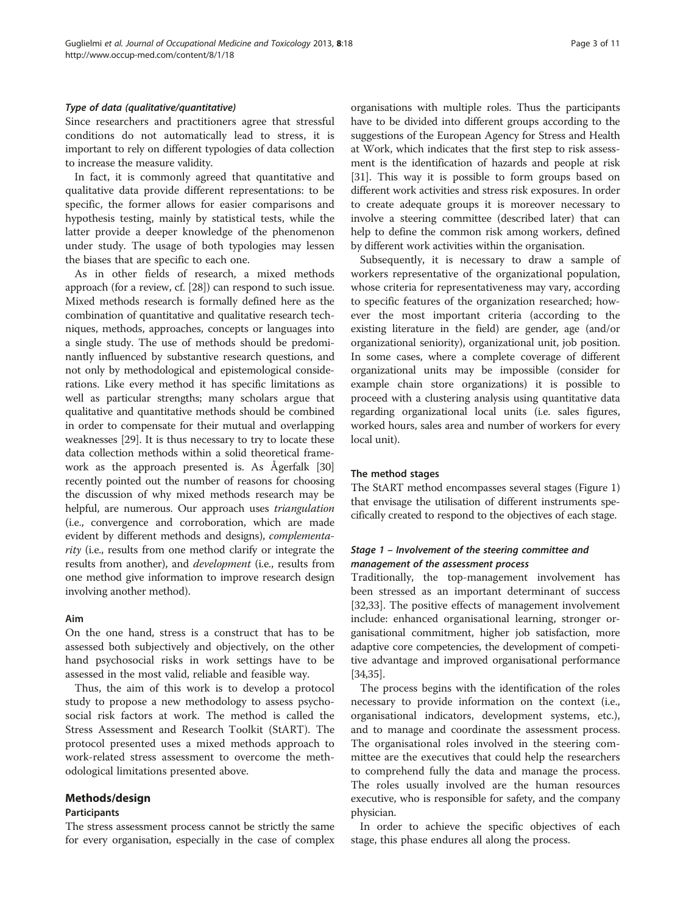#### *Type of data (qualitative/quantitative)*

Since researchers and practitioners agree that stressful conditions do not automatically lead to stress, it is important to rely on different typologies of data collection to increase the measure validity.

In fact, it is commonly agreed that quantitative and qualitative data provide different representations: to be specific, the former allows for easier comparisons and hypothesis testing, mainly by statistical tests, while the latter provide a deeper knowledge of the phenomenon under study. The usage of both typologies may lessen the biases that are specific to each one.

As in other fields of research, a mixed methods approach (for a review, cf. [28]) can respond to such issue. Mixed methods research is formally defined here as the combination of quantitative and qualitative research techniques, methods, approaches, concepts or languages into a single study. The use of methods should be predominantly influenced by substantive research questions, and not only by methodological and epistemological considerations. Like every method it has specific limitations as well as particular strengths; many scholars argue that qualitative and quantitative methods should be combined in order to compensate for their mutual and overlapping weaknesses [29]. It is thus necessary to try to locate these data collection methods within a solid theoretical framework as the approach presented is. As Ågerfalk [30] recently pointed out the number of reasons for choosing the discussion of why mixed methods research may be helpful, are numerous. Our approach uses *triangulation* (i.e., convergence and corroboration, which are made evident by different methods and designs), *complementarity* (i.e., results from one method clarify or integrate the results from another), and *development* (i.e., results from one method give information to improve research design involving another method).

### Aim

On the one hand, stress is a construct that has to be assessed both subjectively and objectively, on the other hand psychosocial risks in work settings have to be assessed in the most valid, reliable and feasible way.

Thus, the aim of this work is to develop a protocol study to propose a new methodology to assess psychosocial risk factors at work. The method is called the Stress Assessment and Research Toolkit (StART). The protocol presented uses a mixed methods approach to work-related stress assessment to overcome the methodological limitations presented above.

## Methods/design

### Participants

The stress assessment process cannot be strictly the same for every organisation, especially in the case of complex organisations with multiple roles. Thus the participants have to be divided into different groups according to the suggestions of the European Agency for Stress and Health at Work, which indicates that the first step to risk assessment is the identification of hazards and people at risk [31]. This way it is possible to form groups based on different work activities and stress risk exposures. In order to create adequate groups it is moreover necessary to involve a steering committee (described later) that can help to define the common risk among workers, defined by different work activities within the organisation.

Subsequently, it is necessary to draw a sample of workers representative of the organizational population, whose criteria for representativeness may vary, according to specific features of the organization researched; however the most important criteria (according to the existing literature in the field) are gender, age (and/or organizational seniority), organizational unit, job position. In some cases, where a complete coverage of different organizational units may be impossible (consider for example chain store organizations) it is possible to proceed with a clustering analysis using quantitative data regarding organizational local units (i.e. sales figures, worked hours, sales area and number of workers for every local unit).

### The method stages

The StART method encompasses several stages (Figure 1) that envisage the utilisation of different instruments specifically created to respond to the objectives of each stage.

#### *Stage 1 – Involvement of the steering committee and management of the assessment process*

Traditionally, the top-management involvement has been stressed as an important determinant of success [32,33]. The positive effects of management involvement include: enhanced organisational learning, stronger organisational commitment, higher job satisfaction, more adaptive core competencies, the development of competitive advantage and improved organisational performance [34,35].

The process begins with the identification of the roles necessary to provide information on the context (i.e., organisational indicators, development systems, etc.), and to manage and coordinate the assessment process. The organisational roles involved in the steering committee are the executives that could help the researchers to comprehend fully the data and manage the process. The roles usually involved are the human resources executive, who is responsible for safety, and the company physician.

In order to achieve the specific objectives of each stage, this phase endures all along the process.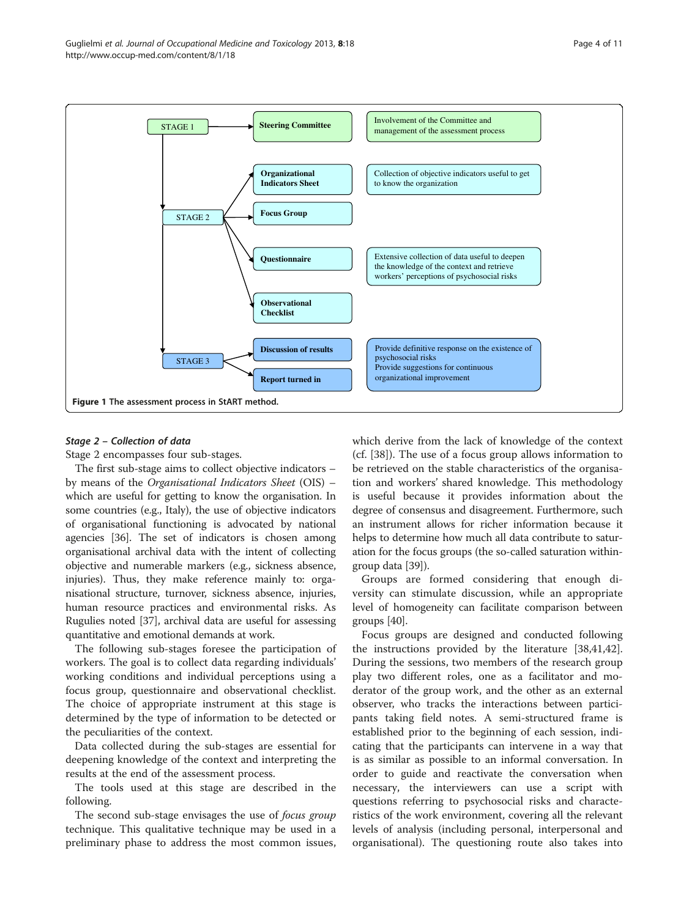STAGE 1

Steering Committee

Involvement of the Committee and management of the assessment process

STAGE 2

Organizational Indicators Sheet

Collection of objective indicators useful to get to know the organization

Focus Group

Questionnaire

Extensive collection of data useful to deepen the knowledge of the context and retrieve workers' perceptions of psychosocial risks

Observational Checklist

STAGE 3

Discussion of results

Report turned in

Provide definitive response on the existence of psychosocial risks
Provide suggestions for continuous organizational improvement

**Figure 1 The assessment process in StART method.**

### *Stage 2 – Collection of data*

Stage 2 encompasses four sub-stages.

The first sub-stage aims to collect objective indicators – by means of the *Organisational Indicators Sheet* (OIS) – which are useful for getting to know the organisation. In some countries (e.g., Italy), the use of objective indicators of organisational functioning is advocated by national agencies [36]. The set of indicators is chosen among organisational archival data with the intent of collecting objective and numerable markers (e.g., sickness absence, injuries). Thus, they make reference mainly to: organisational structure, turnover, sickness absence, injuries, human resource practices and environmental risks. As Rugulies noted [37], archival data are useful for assessing quantitative and emotional demands at work.

The following sub-stages foresee the participation of workers. The goal is to collect data regarding individuals' working conditions and individual perceptions using a focus group, questionnaire and observational checklist. The choice of appropriate instrument at this stage is determined by the type of information to be detected or the peculiarities of the context.

Data collected during the sub-stages are essential for deepening knowledge of the context and interpreting the results at the end of the assessment process.

The tools used at this stage are described in the following.

The second sub-stage envisages the use of *focus group* technique. This qualitative technique may be used in a preliminary phase to address the most common issues, which derive from the lack of knowledge of the context (cf. [38]). The use of a focus group allows information to be retrieved on the stable characteristics of the organisation and workers' shared knowledge. This methodology is useful because it provides information about the degree of consensus and disagreement. Furthermore, such an instrument allows for richer information because it helps to determine how much all data contribute to saturation for the focus groups (the so-called saturation within-group data [39]).

Groups are formed considering that enough diversity can stimulate discussion, while an appropriate level of homogeneity can facilitate comparison between groups [40].

Focus groups are designed and conducted following the instructions provided by the literature [38,41,42]. During the sessions, two members of the research group play two different roles, one as a facilitator and moderator of the group work, and the other as an external observer, who tracks the interactions between participants taking field notes. A semi-structured frame is established prior to the beginning of each session, indicating that the participants can intervene in a way that is as similar as possible to an informal conversation. In order to guide and reactivate the conversation when necessary, the interviewers can use a script with questions referring to psychosocial risks and characteristics of the work environment, covering all the relevant levels of analysis (including personal, interpersonal and organisational). The questioning route also takes into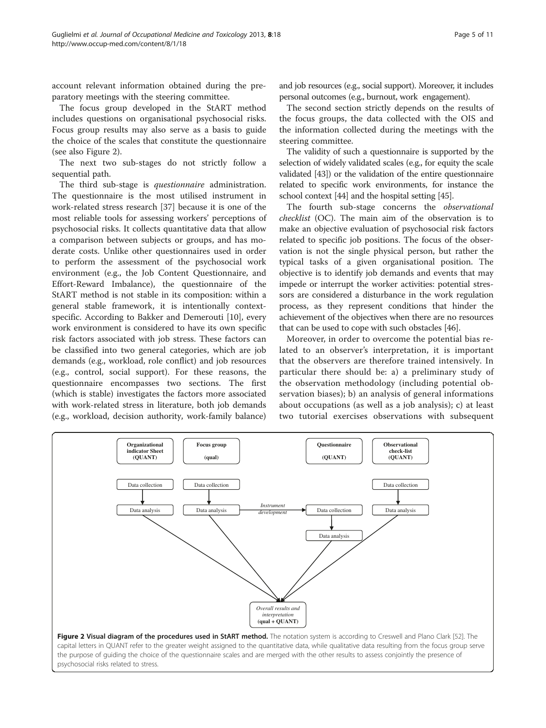account relevant information obtained during the preparatory meetings with the steering committee.

The focus group developed in the StART method includes questions on organisational psychosocial risks. Focus group results may also serve as a basis to guide the choice of the scales that constitute the questionnaire (see also Figure 2).

The next two sub-stages do not strictly follow a sequential path.

The third sub-stage is *questionnaire* administration. The questionnaire is the most utilised instrument in work-related stress research [37] because it is one of the most reliable tools for assessing workers' perceptions of psychosocial risks. It collects quantitative data that allow a comparison between subjects or groups, and has moderate costs. Unlike other questionnaires used in order to perform the assessment of the psychosocial work environment (e.g., the Job Content Questionnaire, and Effort-Reward Imbalance), the questionnaire of the StART method is not stable in its composition: within a general stable framework, it is intentionally context-specific. According to Bakker and Demerouti [10], every work environment is considered to have its own specific risk factors associated with job stress. These factors can be classified into two general categories, which are job demands (e.g., workload, role conflict) and job resources (e.g., control, social support). For these reasons, the questionnaire encompasses two sections. The first (which is stable) investigates the factors more associated with work-related stress in literature, both job demands (e.g., workload, decision authority, work-family balance) and job resources (e.g., social support). Moreover, it includes personal outcomes (e.g., burnout, work engagement).

The second section strictly depends on the results of the focus groups, the data collected with the OIS and the information collected during the meetings with the steering committee.

The validity of such a questionnaire is supported by the selection of widely validated scales (e.g., for equity the scale validated [43]) or the validation of the entire questionnaire related to specific work environments, for instance the school context [44] and the hospital setting [45].

The fourth sub-stage concerns the *observational checklist* (OC). The main aim of the observation is to make an objective evaluation of psychosocial risk factors related to specific job positions. The focus of the observation is not the single physical person, but rather the typical tasks of a given organisational position. The objective is to identify job demands and events that may impede or interrupt the worker activities: potential stressors are considered a disturbance in the work regulation process, as they represent conditions that hinder the achievement of the objectives when there are no resources that can be used to cope with such obstacles [46].

Moreover, in order to overcome the potential bias related to an observer's interpretation, it is important that the observers are therefore trained intensively. In particular there should be: a) a preliminary study of the observation methodology (including potential observation biases); b) an analysis of general informations about occupations (as well as a job analysis); c) at least two tutorial exercises observations with subsequent

Organizational indicator Sheet (QUANT)
Focus group (qual)
Questionnaire (QUANT)
Observational check-list (QUANT)
Data collection
Data analysis
Instrument development
Overall results and interpretation (qual + QUANT)

**Figure 2 Visual diagram of the procedures used in StART method.** The notation system is according to Creswell and Plano Clark [52]. The capital letters in QUANT refer to the greater weight assigned to the quantitative data, while qualitative data resulting from the focus group serve the purpose of guiding the choice of the questionnaire scales and are merged with the other results to assess conjointly the presence of psychosocial risks related to stress.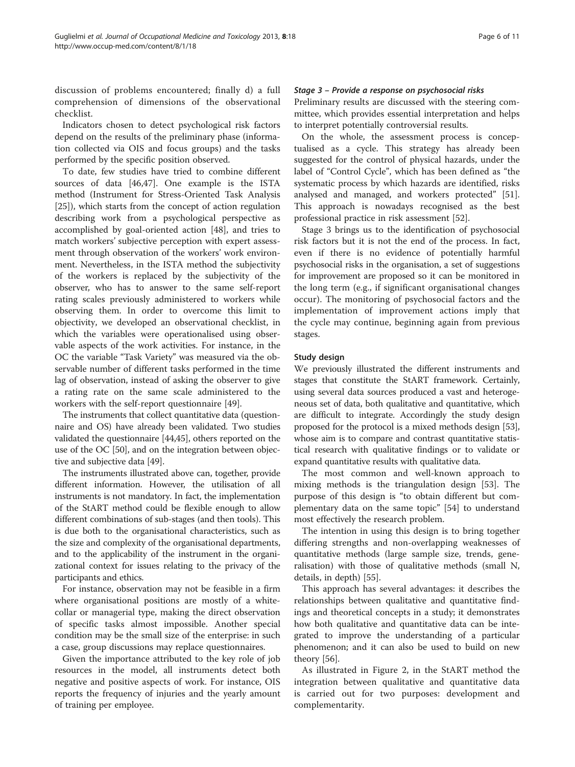discussion of problems encountered; finally d) a full comprehension of dimensions of the observational checklist.

Indicators chosen to detect psychological risk factors depend on the results of the preliminary phase (information collected via OIS and focus groups) and the tasks performed by the specific position observed.

To date, few studies have tried to combine different sources of data [46,47]. One example is the ISTA method (Instrument for Stress-Oriented Task Analysis [25]), which starts from the concept of action regulation describing work from a psychological perspective as accomplished by goal-oriented action [48], and tries to match workers' subjective perception with expert assessment through observation of the workers' work environment. Nevertheless, in the ISTA method the subjectivity of the workers is replaced by the subjectivity of the observer, who has to answer to the same self-report rating scales previously administered to workers while observing them. In order to overcome this limit to objectivity, we developed an observational checklist, in which the variables were operationalised using observable aspects of the work activities. For instance, in the OC the variable "Task Variety" was measured via the observable number of different tasks performed in the time lag of observation, instead of asking the observer to give a rating rate on the same scale administered to the workers with the self-report questionnaire [49].

The instruments that collect quantitative data (questionnaire and OS) have already been validated. Two studies validated the questionnaire [44,45], others reported on the use of the OC [50], and on the integration between objective and subjective data [49].

The instruments illustrated above can, together, provide different information. However, the utilisation of all instruments is not mandatory. In fact, the implementation of the StART method could be flexible enough to allow different combinations of sub-stages (and then tools). This is due both to the organisational characteristics, such as the size and complexity of the organisational departments, and to the applicability of the instrument in the organizational context for issues relating to the privacy of the participants and ethics.

For instance, observation may not be feasible in a firm where organisational positions are mostly of a white-collar or managerial type, making the direct observation of specific tasks almost impossible. Another special condition may be the small size of the enterprise: in such a case, group discussions may replace questionnaires.

Given the importance attributed to the key role of job resources in the model, all instruments detect both negative and positive aspects of work. For instance, OIS reports the frequency of injuries and the yearly amount of training per employee.

#### *Stage 3 – Provide a response on psychosocial risks*

Preliminary results are discussed with the steering committee, which provides essential interpretation and helps to interpret potentially controversial results.

On the whole, the assessment process is conceptualised as a cycle. This strategy has already been suggested for the control of physical hazards, under the label of "Control Cycle", which has been defined as "the systematic process by which hazards are identified, risks analysed and managed, and workers protected" [51]. This approach is nowadays recognised as the best professional practice in risk assessment [52].

Stage 3 brings us to the identification of psychosocial risk factors but it is not the end of the process. In fact, even if there is no evidence of potentially harmful psychosocial risks in the organisation, a set of suggestions for improvement are proposed so it can be monitored in the long term (e.g., if significant organisational changes occur). The monitoring of psychosocial factors and the implementation of improvement actions imply that the cycle may continue, beginning again from previous stages.

### Study design

We previously illustrated the different instruments and stages that constitute the StART framework. Certainly, using several data sources produced a vast and heterogeneous set of data, both qualitative and quantitative, which are difficult to integrate. Accordingly the study design proposed for the protocol is a mixed methods design [53], whose aim is to compare and contrast quantitative statistical research with qualitative findings or to validate or expand quantitative results with qualitative data.

The most common and well-known approach to mixing methods is the triangulation design [53]. The purpose of this design is "to obtain different but complementary data on the same topic" [54] to understand most effectively the research problem.

The intention in using this design is to bring together differing strengths and non-overlapping weaknesses of quantitative methods (large sample size, trends, generalisation) with those of qualitative methods (small N, details, in depth) [55].

This approach has several advantages: it describes the relationships between qualitative and quantitative findings and theoretical concepts in a study; it demonstrates how both qualitative and quantitative data can be integrated to improve the understanding of a particular phenomenon; and it can also be used to build on new theory [56].

As illustrated in Figure 2, in the StART method the integration between qualitative and quantitative data is carried out for two purposes: development and complementarity.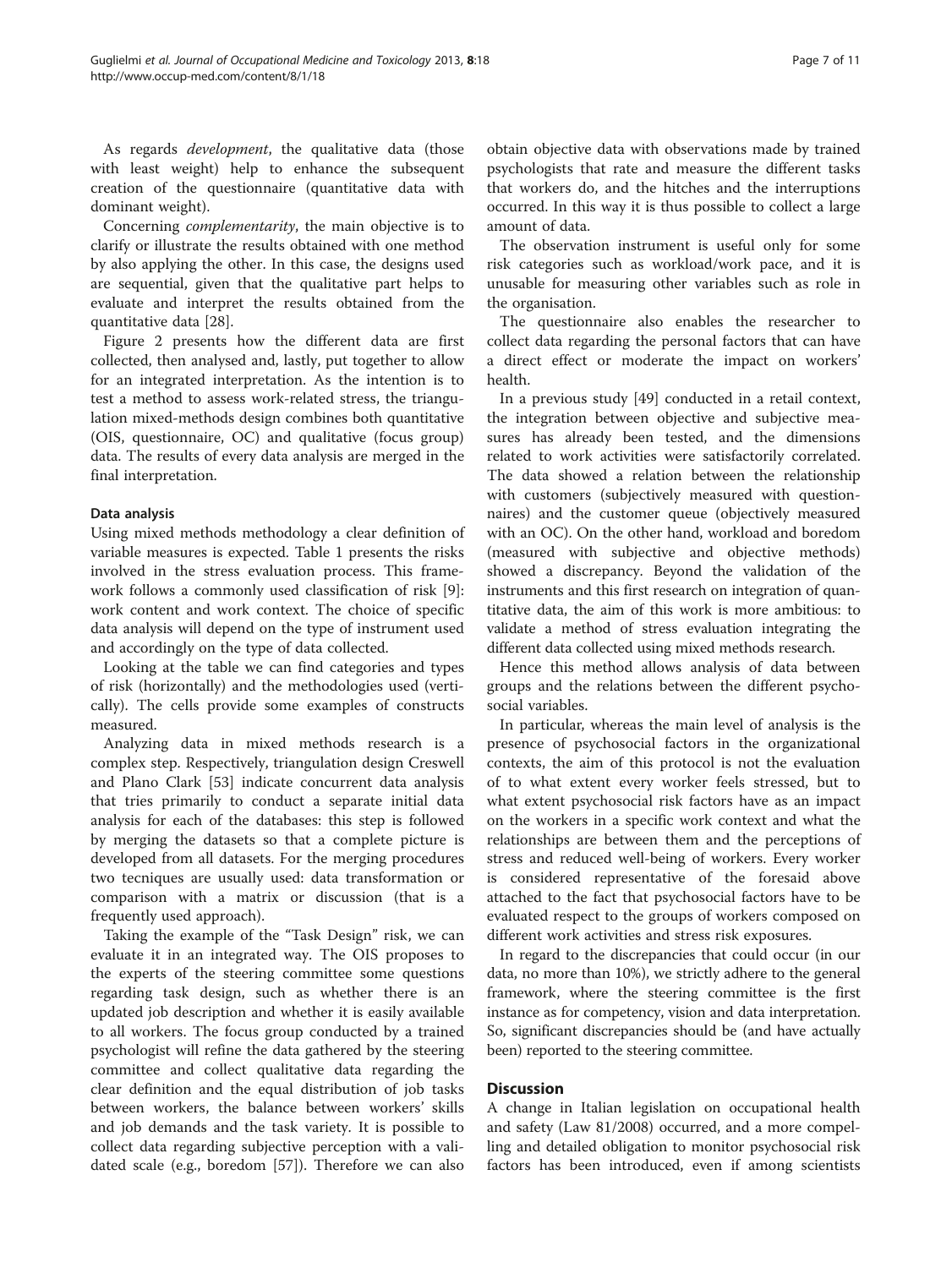As regards *development*, the qualitative data (those with least weight) help to enhance the subsequent creation of the questionnaire (quantitative data with dominant weight).

Concerning *complementarity*, the main objective is to clarify or illustrate the results obtained with one method by also applying the other. In this case, the designs used are sequential, given that the qualitative part helps to evaluate and interpret the results obtained from the quantitative data [28].

Figure 2 presents how the different data are first collected, then analysed and, lastly, put together to allow for an integrated interpretation. As the intention is to test a method to assess work-related stress, the triangulation mixed-methods design combines both quantitative (OIS, questionnaire, OC) and qualitative (focus group) data. The results of every data analysis are merged in the final interpretation.

#### Data analysis

Using mixed methods methodology a clear definition of variable measures is expected. Table 1 presents the risks involved in the stress evaluation process. This framework follows a commonly used classification of risk [9]: work content and work context. The choice of specific data analysis will depend on the type of instrument used and accordingly on the type of data collected.

Looking at the table we can find categories and types of risk (horizontally) and the methodologies used (vertically). The cells provide some examples of constructs measured.

Analyzing data in mixed methods research is a complex step. Respectively, triangulation design Creswell and Plano Clark [53] indicate concurrent data analysis that tries primarily to conduct a separate initial data analysis for each of the databases: this step is followed by merging the datasets so that a complete picture is developed from all datasets. For the merging procedures two tecniques are usually used: data transformation or comparison with a matrix or discussion (that is a frequently used approach).

Taking the example of the "Task Design" risk, we can evaluate it in an integrated way. The OIS proposes to the experts of the steering committee some questions regarding task design, such as whether there is an updated job description and whether it is easily available to all workers. The focus group conducted by a trained psychologist will refine the data gathered by the steering committee and collect qualitative data regarding the clear definition and the equal distribution of job tasks between workers, the balance between workers' skills and job demands and the task variety. It is possible to collect data regarding subjective perception with a validated scale (e.g., boredom [57]). Therefore we can also obtain objective data with observations made by trained psychologists that rate and measure the different tasks that workers do, and the hitches and the interruptions occurred. In this way it is thus possible to collect a large amount of data.

The observation instrument is useful only for some risk categories such as workload/work pace, and it is unusable for measuring other variables such as role in the organisation.

The questionnaire also enables the researcher to collect data regarding the personal factors that can have a direct effect or moderate the impact on workers' health.

In a previous study [49] conducted in a retail context, the integration between objective and subjective measures has already been tested, and the dimensions related to work activities were satisfactorily correlated. The data showed a relation between the relationship with customers (subjectively measured with questionnaires) and the customer queue (objectively measured with an OC). On the other hand, workload and boredom (measured with subjective and objective methods) showed a discrepancy. Beyond the validation of the instruments and this first research on integration of quantitative data, the aim of this work is more ambitious: to validate a method of stress evaluation integrating the different data collected using mixed methods research.

Hence this method allows analysis of data between groups and the relations between the different psychosocial variables.

In particular, whereas the main level of analysis is the presence of psychosocial factors in the organizational contexts, the aim of this protocol is not the evaluation of to what extent every worker feels stressed, but to what extent psychosocial risk factors have as an impact on the workers in a specific work context and what the relationships are between them and the perceptions of stress and reduced well-being of workers. Every worker is considered representative of the foresaid above attached to the fact that psychosocial factors have to be evaluated respect to the groups of workers composed on different work activities and stress risk exposures.

In regard to the discrepancies that could occur (in our data, no more than 10%), we strictly adhere to the general framework, where the steering committee is the first instance as for competency, vision and data interpretation. So, significant discrepancies should be (and have actually been) reported to the steering committee.

## Discussion

A change in Italian legislation on occupational health and safety (Law 81/2008) occurred, and a more compelling and detailed obligation to monitor psychosocial risk factors has been introduced, even if among scientists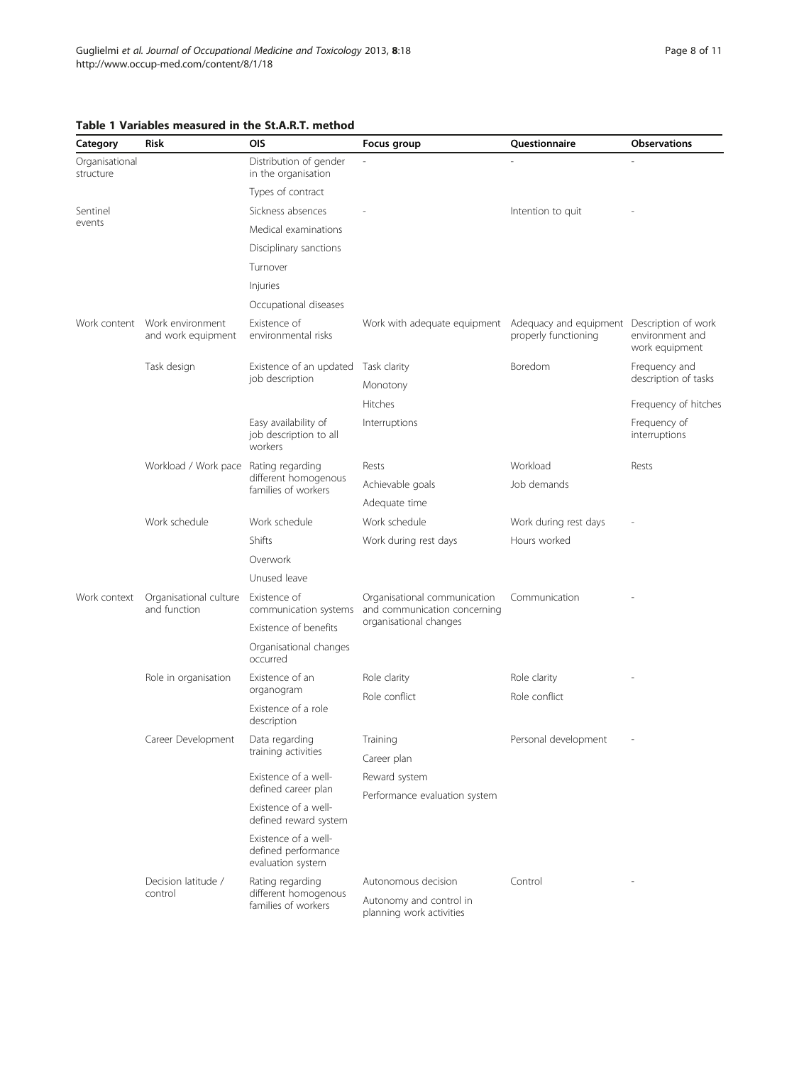**Table 1 Variables measured in the St.A.R.T. method**

| Category | Risk | OIS | Focus group | Questionnaire | Observations |
|---|---|---|---|---|---|
| Organisational structure | | Distribution of gender in the organisation | - | - | - |
| | | Types of contract | | | |
| Sentinel events | | Sickness absences | - | Intention to quit | - |
| | | Medical examinations | | | |
| | | Disciplinary sanctions | | | |
| | | Turnover | | | |
| | | Injuries | | | |
| | | Occupational diseases | | | |
| Work content | Work environment and work equipment | Existence of environmental risks | Work with adequate equipment | Adequacy and equipment properly functioning | Description of work environment and work equipment |
| | Task design | Existence of an updated job description | Task clarity | Boredom | Frequency and description of tasks |
| | | | Monotony | | |
| | | | Hitches | | Frequency of hitches |
| | | Easy availability of job description to all workers | Interruptions | | Frequency of interruptions |
| | Workload / Work pace | Rating regarding different homogenous families of workers | Rests | Workload | Rests |
| | | | Achievable goals | Job demands | |
| | | | Adequate time | | |
| | Work schedule | Work schedule | Work schedule | Work during rest days | - |
| | | Shifts | Work during rest days | Hours worked | |
| | | Overwork | | | |
| | | Unused leave | | | |
| Work context | Organisational culture and function | Existence of communication systems | Organisational communication and communication concerning organisational changes | Communication | - |
| | | Existence of benefits | | | |
| | | Organisational changes occurred | | | |
| | Role in organisation | Existence of an organogram | Role clarity | Role clarity | - |
| | | | Role conflict | Role conflict | |
| | | Existence of a role description | | | |
| | Career Development | Data regarding training activities | Training | Personal development | - |
| | | | Career plan | | |
| | | Existence of a well-defined career plan | Reward system | | |
| | | | Performance evaluation system | | |
| | | Existence of a well-defined reward system | | | |
| | | Existence of a well-defined performance evaluation system | | | |
| | Decision latitude / control | Rating regarding different homogenous families of workers | Autonomous decision | Control | - |
| | | | Autonomy and control in planning work activities | | |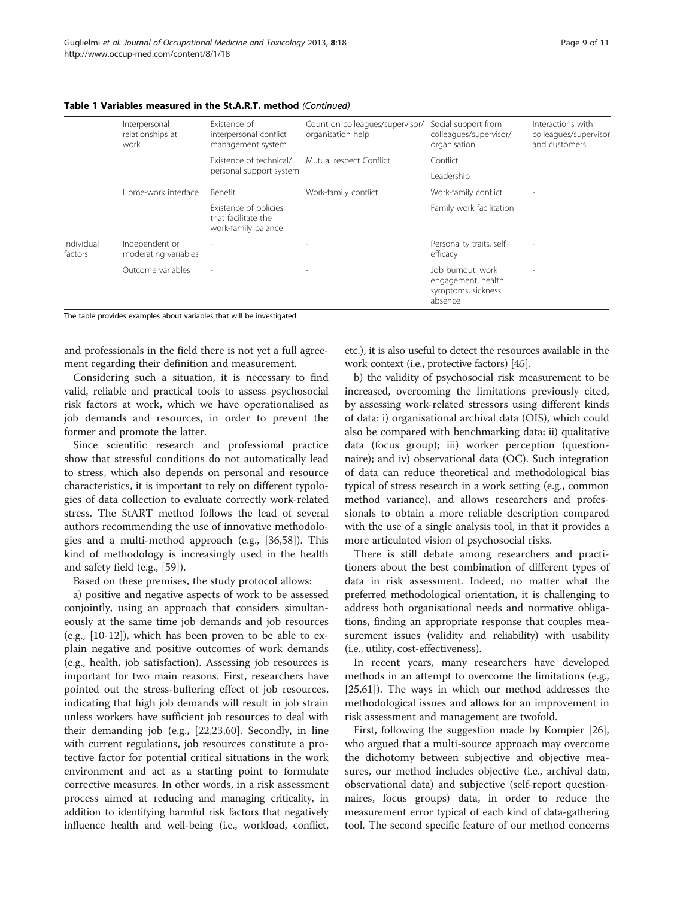**Table 1 Variables measured in the St.A.R.T. method** *(Continued)*

| | | | | | |
|---|---|---|---|---|---|
| | Interpersonal relationships at work | Existence of interpersonal conflict management system | Count on colleagues/supervisor/ organisation help | Social support from colleagues/supervisor/ organisation | Interactions with colleagues/supervisor and customers |
| | | Existence of technical/ personal support system | Mutual respect Conflict | Conflict | |
| | | | | Leadership | |
| | Home-work interface | Benefit | Work-family conflict | Work-family conflict | - |
| | | Existence of policies that facilitate the work-family balance | | Family work facilitation | |
| Individual factors | Independent or moderating variables | - | - | Personality traits, self-efficacy | - |
| | Outcome variables | - | - | Job burnout, work engagement, health symptoms, sickness absence | - |

The table provides examples about variables that will be investigated.

and professionals in the field there is not yet a full agreement regarding their definition and measurement.

Considering such a situation, it is necessary to find valid, reliable and practical tools to assess psychosocial risk factors at work, which we have operationalised as job demands and resources, in order to prevent the former and promote the latter.

Since scientific research and professional practice show that stressful conditions do not automatically lead to stress, which also depends on personal and resource characteristics, it is important to rely on different typologies of data collection to evaluate correctly work-related stress. The StART method follows the lead of several authors recommending the use of innovative methodologies and a multi-method approach (e.g., [36,58]). This kind of methodology is increasingly used in the health and safety field (e.g., [59]).

Based on these premises, the study protocol allows:

a) positive and negative aspects of work to be assessed conjointly, using an approach that considers simultaneously at the same time job demands and job resources (e.g., [10-12]), which has been proven to be able to explain negative and positive outcomes of work demands (e.g., health, job satisfaction). Assessing job resources is important for two main reasons. First, researchers have pointed out the stress-buffering effect of job resources, indicating that high job demands will result in job strain unless workers have sufficient job resources to deal with their demanding job (e.g., [22,23,60]. Secondly, in line with current regulations, job resources constitute a protective factor for potential critical situations in the work environment and act as a starting point to formulate corrective measures. In other words, in a risk assessment process aimed at reducing and managing criticality, in addition to identifying harmful risk factors that negatively influence health and well-being (i.e., workload, conflict, etc.), it is also useful to detect the resources available in the work context (i.e., protective factors) [45].

b) the validity of psychosocial risk measurement to be increased, overcoming the limitations previously cited, by assessing work-related stressors using different kinds of data: i) organisational archival data (OIS), which could also be compared with benchmarking data; ii) qualitative data (focus group); iii) worker perception (questionnaire); and iv) observational data (OC). Such integration of data can reduce theoretical and methodological bias typical of stress research in a work setting (e.g., common method variance), and allows researchers and professionals to obtain a more reliable description compared with the use of a single analysis tool, in that it provides a more articulated vision of psychosocial risks.

There is still debate among researchers and practitioners about the best combination of different types of data in risk assessment. Indeed, no matter what the preferred methodological orientation, it is challenging to address both organisational needs and normative obligations, finding an appropriate response that couples measurement issues (validity and reliability) with usability (i.e., utility, cost-effectiveness).

In recent years, many researchers have developed methods in an attempt to overcome the limitations (e.g., [25,61]). The ways in which our method addresses the methodological issues and allows for an improvement in risk assessment and management are twofold.

First, following the suggestion made by Kompier [26], who argued that a multi-source approach may overcome the dichotomy between subjective and objective measures, our method includes objective (i.e., archival data, observational data) and subjective (self-report questionnaires, focus groups) data, in order to reduce the measurement error typical of each kind of data-gathering tool. The second specific feature of our method concerns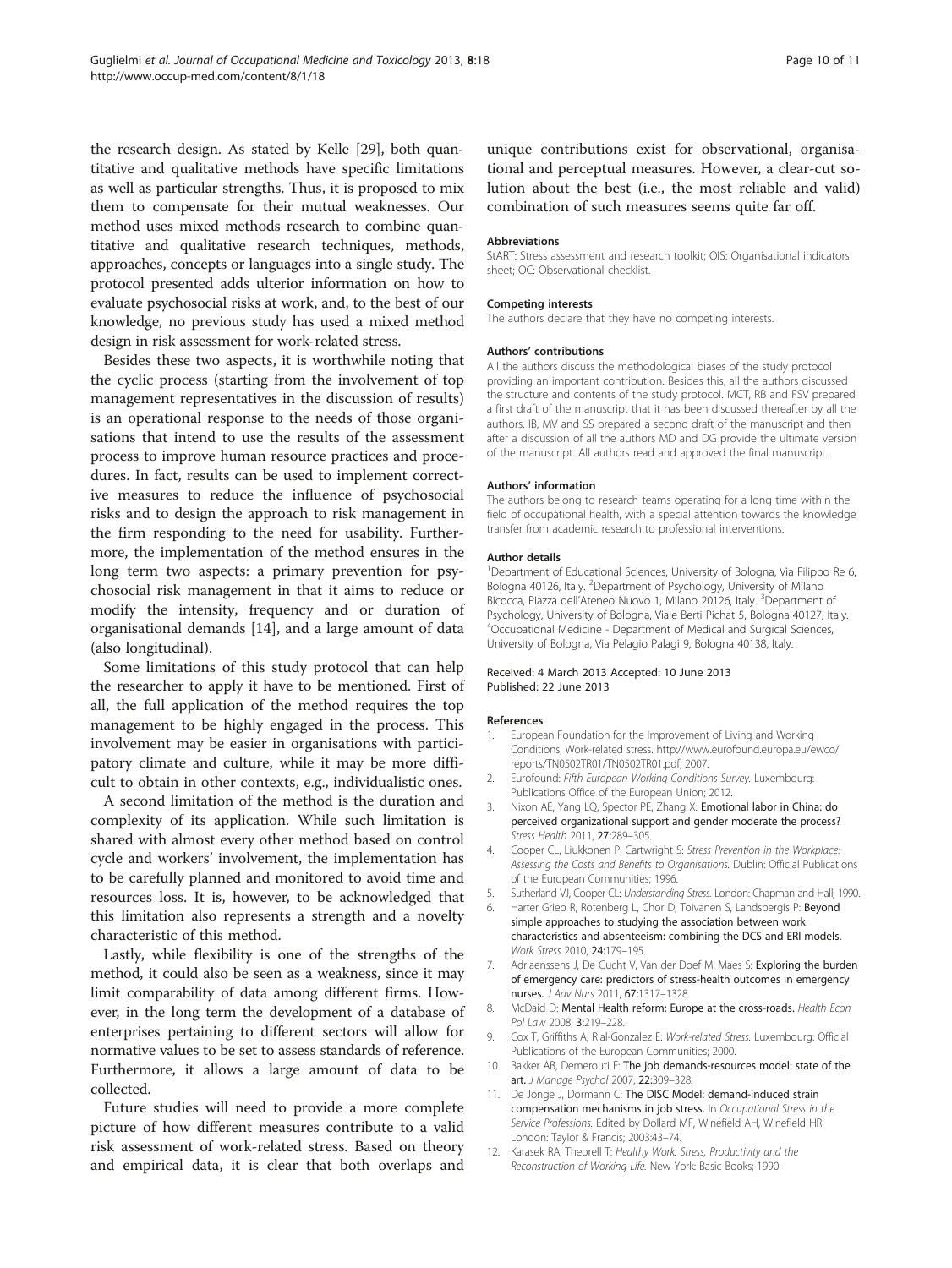the research design. As stated by Kelle [29], both quantitative and qualitative methods have specific limitations as well as particular strengths. Thus, it is proposed to mix them to compensate for their mutual weaknesses. Our method uses mixed methods research to combine quantitative and qualitative research techniques, methods, approaches, concepts or languages into a single study. The protocol presented adds ulterior information on how to evaluate psychosocial risks at work, and, to the best of our knowledge, no previous study has used a mixed method design in risk assessment for work-related stress.

Besides these two aspects, it is worthwhile noting that the cyclic process (starting from the involvement of top management representatives in the discussion of results) is an operational response to the needs of those organisations that intend to use the results of the assessment process to improve human resource practices and procedures. In fact, results can be used to implement corrective measures to reduce the influence of psychosocial risks and to design the approach to risk management in the firm responding to the need for usability. Furthermore, the implementation of the method ensures in the long term two aspects: a primary prevention for psychosocial risk management in that it aims to reduce or modify the intensity, frequency and or duration of organisational demands [14], and a large amount of data (also longitudinal).

Some limitations of this study protocol that can help the researcher to apply it have to be mentioned. First of all, the full application of the method requires the top management to be highly engaged in the process. This involvement may be easier in organisations with participatory climate and culture, while it may be more difficult to obtain in other contexts, e.g., individualistic ones.

A second limitation of the method is the duration and complexity of its application. While such limitation is shared with almost every other method based on control cycle and workers' involvement, the implementation has to be carefully planned and monitored to avoid time and resources loss. It is, however, to be acknowledged that this limitation also represents a strength and a novelty characteristic of this method.

Lastly, while flexibility is one of the strengths of the method, it could also be seen as a weakness, since it may limit comparability of data among different firms. However, in the long term the development of a database of enterprises pertaining to different sectors will allow for normative values to be set to assess standards of reference. Furthermore, it allows a large amount of data to be collected.

Future studies will need to provide a more complete picture of how different measures contribute to a valid risk assessment of work-related stress. Based on theory and empirical data, it is clear that both overlaps and unique contributions exist for observational, organisational and perceptual measures. However, a clear-cut solution about the best (i.e., the most reliable and valid) combination of such measures seems quite far off.

#### Abbreviations

StART: Stress assessment and research toolkit; OIS: Organisational indicators sheet; OC: Observational checklist.

#### Competing interests

The authors declare that they have no competing interests.

#### Authors' contributions

All the authors discuss the methodological biases of the study protocol providing an important contribution. Besides this, all the authors discussed the structure and contents of the study protocol. MCT, RB and FSV prepared a first draft of the manuscript that it has been discussed thereafter by all the authors. IB, MV and SS prepared a second draft of the manuscript and then after a discussion of all the authors MD and DG provide the ultimate version of the manuscript. All authors read and approved the final manuscript.

#### Authors' information

The authors belong to research teams operating for a long time within the field of occupational health, with a special attention towards the knowledge transfer from academic research to professional interventions.

#### Author details

[1]Department of Educational Sciences, University of Bologna, Via Filippo Re 6, Bologna 40126, Italy. [2]Department of Psychology, University of Milano Bicocca, Piazza dell'Ateneo Nuovo 1, Milano 20126, Italy. [3]Department of Psychology, University of Bologna, Viale Berti Pichat 5, Bologna 40127, Italy. [4]Occupational Medicine - Department of Medical and Surgical Sciences, University of Bologna, Via Pelagio Palagi 9, Bologna 40138, Italy.

Received: 4 March 2013 Accepted: 10 June 2013
Published: 22 June 2013

#### References

1. European Foundation for the Improvement of Living and Working Conditions, Work-related stress. http://www.eurofound.europa.eu/ewco/reports/TN0502TR01/TN0502TR01.pdf; 2007.
2. Eurofound: *Fifth European Working Conditions Survey*. Luxembourg: Publications Office of the European Union; 2012.
3. Nixon AE, Yang LQ, Spector PE, Zhang X: **Emotional labor in China: do perceived organizational support and gender moderate the process?** *Stress Health* 2011, **27**:289–305.
4. Cooper CL, Liukkonen P, Cartwright S: *Stress Prevention in the Workplace: Assessing the Costs and Benefits to Organisations*. Dublin: Official Publications of the European Communities; 1996.
5. Sutherland VJ, Cooper CL: *Understanding Stress*. London: Chapman and Hall; 1990.
6. Harter Griep R, Rotenberg L, Chor D, Toivanen S, Landsbergis P: **Beyond simple approaches to studying the association between work characteristics and absenteeism: combining the DCS and ERI models.** *Work Stress* 2010, **24**:179–195.
7. Adriaenssens J, De Gucht V, Van der Doef M, Maes S: **Exploring the burden of emergency care: predictors of stress-health outcomes in emergency nurses.** *J Adv Nurs* 2011, **67**:1317–1328.
8. McDaid D: **Mental Health reform: Europe at the cross-roads.** *Health Econ Pol Law* 2008, **3**:219–228.
9. Cox T, Griffiths A, Rial-Gonzalez E: *Work-related Stress*. Luxembourg: Official Publications of the European Communities; 2000.
10. Bakker AB, Demerouti E: **The job demands-resources model: state of the art.** *J Manage Psychol* 2007, **22**:309–328.
11. De Jonge J, Dormann C: **The DISC Model: demand-induced strain compensation mechanisms in job stress.** In *Occupational Stress in the Service Professions*. Edited by Dollard MF, Winefield AH, Winefield HR. London: Taylor & Francis; 2003:43–74.
12. Karasek RA, Theorell T: *Healthy Work: Stress, Productivity and the Reconstruction of Working Life*. New York: Basic Books; 1990.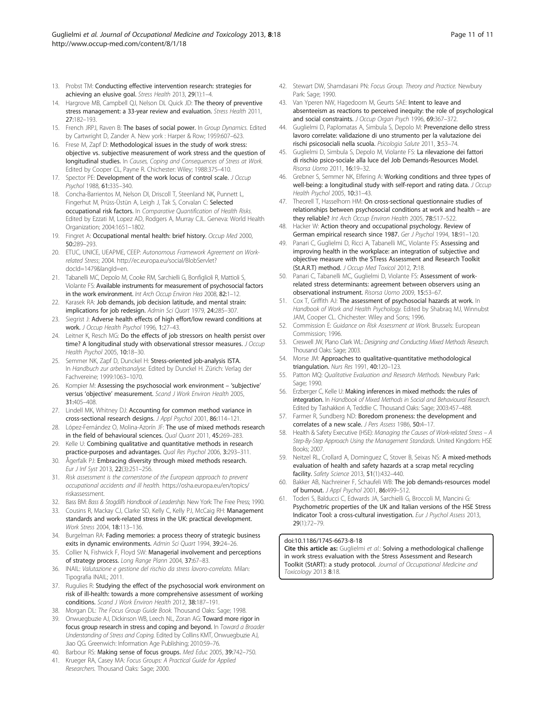13. Probst TM: **Conducting effective intervention research: strategies for achieving an elusive goal.** *Stress Health* 2013, **29**(1):1–4.
14. Hargrove MB, Campbell QJ, Nelson DL Quick JD: **The theory of preventive stress management: a 33-year review and evaluation.** *Stress Health* 2011, **27**:182–193.
15. French JRPJ, Raven B: **The bases of social power.** In *Group Dynamics*. Edited by Cartwright D, Zander A. New york : Harper & Row; 1959:607–623.
16. Frese M, Zapf D: **Methodological issues in the study of work stress: objective vs. subjective measurement of work stress and the question of longitudinal studies.** In *Causes, Coping and Consequences of Stress at Work*. Edited by Cooper CL, Payne R. Chichester: Wiley; 1988:375–410.
17. Spector PE: **Development of the work locus of control scale.** *J Occup Psychol* 1988, **61**:335–340.
18. Concha-Barrientos M, Nelson DI, Driscoll T, Steenland NK, Punnett L, Fingerhut M, Prüss-Üstün A, Leigh J, Tak S, Corvalan C: **Selected occupational risk factors.** In *Comparative Quantification of Health Risks*. Edited by Ezzati M, Lopez AD, Rodgers A, Murray CJL. Geneva: World Health Organization; 2004:1651–1802.
19. Fingret A: **Occupational mental health: brief history.** *Occup Med* 2000, **50**:289–293.
20. ETUC, UNICE, UEAPME, CEEP: *Autonomous Framework Agreement on Work-related Stress*; 2004. http://ec.europa.eu/social/BlobServlet?docId=1479&langId=en.
21. Tabanelli MC, Depolo M, Cooke RM, Sarchielli G, Bonfiglioli R, Mattioli S, Violante FS: **Available instruments for measurement of psychosocial factors in the work environment.** *Int Arch Occup Environ Hea* 2008, **82**:1–12.
22. Karasek RA: **Job demands, job decision latitude, and mental strain: implications for job redesign.** *Admin Sci Quart* 1979, **24**:285–307.
23. Siegrist J: **Adverse health effects of high effort/low reward conditions at work.** *J Occup Health Psychol* 1996, **1**:27–43.
24. Leitner K, Resch MG: **Do the effects of job stressors on health persist over time? A longitudinal study with observational stressor measures.** *J Occup Health Psychol* 2005, **10**:18–30.
25. Semmer NK, Zapf D, Dunckel H: **Stress-oriented job-analysis ISTA.** In *Handbuch zur arbeitsanalyse*. Edited by Dunckel H. Zürich: Verlag der Fachvereine; 1999:1063–1070.
26. Kompier M: **Assessing the psychosocial work environment – 'subjective' versus 'objective' measurement.** *Scand J Work Environ Health* 2005, **31**:405–408.
27. Lindell MK, Whitney DJ: **Accounting for common method variance in cross-sectional research designs.** *J Appl Psychol* 2001, **86**:114–121.
28. López-Fernández O, Molina-Azorín JF: **The use of mixed methods research in the field of behavioural sciences.** *Qual Quant* 2011, **45**:269–283.
29. Kelle U: **Combining qualitative and quantitative methods in research practice-purposes and advantages.** *Qual Res Psychol* 2006, **3**:293–311.
30. Ågerfalk PJ: **Embracing diversity through mixed methods research.** *Eur J Inf Syst* 2013, **22**(3):251–256.
31. *Risk assessment is the cornerstone of the European approach to prevent occupational accidents and ill health.* https://osha.europa.eu/en/topics/riskassessment.
32. Bass BM: *Bass & Stogdill's Handbook of Leadership*. New York: The Free Press; 1990.
33. Cousins R, Mackay CJ, Clarke SD, Kelly C, Kelly PJ, McCaig RH: **Management standards and work-related stress in the UK: practical development.** *Work Stress* 2004, **18**:113–136.
34. Burgelman RA: **Fading memories: a process theory of strategic business exits in dynamic environments.** *Admin Sci Quart* 1994, **39**:24–26.
35. Collier N, Fishwick F, Floyd SW: **Managerial involvement and perceptions of strategy process.** *Long Range Plann* 2004, **37**:67–83.
36. INAIL: *Valutazione e gestione del rischio da stress lavoro-correlato*. Milan: Tipografia INAIL; 2011.
37. Rugulies R: **Studying the effect of the psychosocial work environment on risk of ill-health: towards a more comprehensive assessment of working conditions.** *Scand J Work Environ Health* 2012, **38**:187–191.
38. Morgan DL: *The Focus Group Guide Book*. Thousand Oaks: Sage; 1998.
39. Onwuegbuzie AJ, Dickinson WB, Leech NL, Zoran AG: **Toward more rigor in focus group research in stress and coping and beyond.** In *Toward a Broader Understanding of Stress and Coping*. Edited by Collins KMT, Onwuegbuzie AJ, Jiao QG. Greenwich: Information Age Publishing; 2010:59–76.
40. Barbour RS: **Making sense of focus groups.** *Med Educ* 2005, **39**:742–750.
41. Krueger RA, Casey MA: *Focus Groups: A Practical Guide for Applied Researchers*. Thousand Oaks: Sage; 2000.
42. Stewart DW, Shamdasani PN: *Focus Group. Theory and Practice*. Newbury Park: Sage; 1990.
43. Van Yperen NW, Hagedoorn M, Geurts SAE: **Intent to leave and absenteeism as reactions to perceived inequity: the role of psychological and social constraints.** *J Occup Organ Psych* 1996, **69**:367–372.
44. Guglielmi D, Paplomatas A, Simbula S, Depolo M: **Prevenzione dello stress lavoro correlate: validazione di uno strumento per la valutazione dei rischi psicosociali nella scuola.** *Psicologia Salute* 2011, **3**:53–74.
45. Guglielmi D, Simbula S, Depolo M, Violante FS: **La rilevazione dei fattori di rischio psico-sociale alla luce del Job Demands-Resources Model.** *Risorsa Uomo* 2011, **16**:19–32.
46. Grebner S, Semmer NK, Elfering A: **Working conditions and three types of well-being: a longitudinal study with self-report and rating data.** *J Occup Health Psychol* 2005, **10**:31–43.
47. Theorell T, Hasselhorn HM: **On cross-sectional questionnaire studies of relationships between psychosocial conditions at work and health – are they reliable?** *Int Arch Occup Environ Health* 2005, **78**:517–522.
48. Hacker W: **Action theory and occupational psychology. Review of German empirical research since 1987.** *Ger J Psychol* 1994, **18**:91–120.
49. Panari C, Guglielmi D, Ricci A, Tabanelli MC, Violante FS: **Assessing and improving health in the workplace: an integration of subjective and objective measure with the STress Assessment and Research Toolkit (St.A.R.T) method.** *J Occup Med Toxicol* 2012, **7**:18.
50. Panari C, Tabanelli MC, Guglielmi D, Violante FS: **Assessment of work-related stress determinants: agreement between observers using an observational instrument.** *Risorsa Uomo* 2009, **15**:53–67.
51. Cox T, Griffith AJ: **The assessment of psychosocial hazards at work.** In *Handbook of Work and Health Psychology*. Edited by Shabraq MJ, Winnubst JAM, Cooper CL. Chichester: Wiley and Sons; 1996.
52. Commission E: *Guidance on Risk Assessment at Work*. Brussels: European Commission; 1996.
53. Creswell JW, Plano Clark WL: *Designing and Conducting Mixed Methods Research*. Thousand Oaks: Sage; 2003.
54. Morse JM: **Approaches to qualitative-quantitative methodological triangulation.** *Nurs Res* 1991, **40**:120–123.
55. Patton MQ: *Qualitative Evaluation and Research Methods*. Newbury Park: Sage; 1990.
56. Erzberger C, Kelle U: **Making inferences in mixed methods: the rules of integration.** In *Handbook of Mixed Methods in Social and Behavioural Research*. Edited by Tashakkori A, Teddlie C. Thousand Oaks: Sage; 2003:457–488.
57. Farmer R, Sundberg ND: **Boredom proneness: the development and correlates of a new scale.** *J Pers Assess* 1986, **50**:4–17.
58. Health & Safety Executive (HSE): *Managing the Causes of Work-related Stress – A Step-By-Step Approach Using the Management Standards*. United Kingdom: HSE Books; 2007.
59. Neitzel RL, Crollard A, Dominguez C, Stover B, Seixas NS: **A mixed-methods evaluation of health and safety hazards at a scrap metal recycling facility.** *Safety Science* 2013, **51**(1):432–440.
60. Bakker AB, Nachreiner F, Schaufeli WB: **The job demands-resources model of burnout.** *J Appl Psychol* 2001, **86**:499–512.
61. Toderi S, Balducci C, Edwards JA, Sarchielli G, Broccoli M, Mancini G: **Psychometric properties of the UK and Italian versions of the HSE Stress Indicator Tool: a cross-cultural investigation.** *Eur J Psychol Assess* 2013, **29**(1):72–79.

doi:10.1186/1745-6673-8-18

**Cite this article as:** Guglielmi *et al.*: Solving a methodological challenge in work stress evaluation with the Stress Assessment and Research Toolkit (StART): a study protocol. *Journal of Occupational Medicine and Toxicology* 2013 **8**:18.